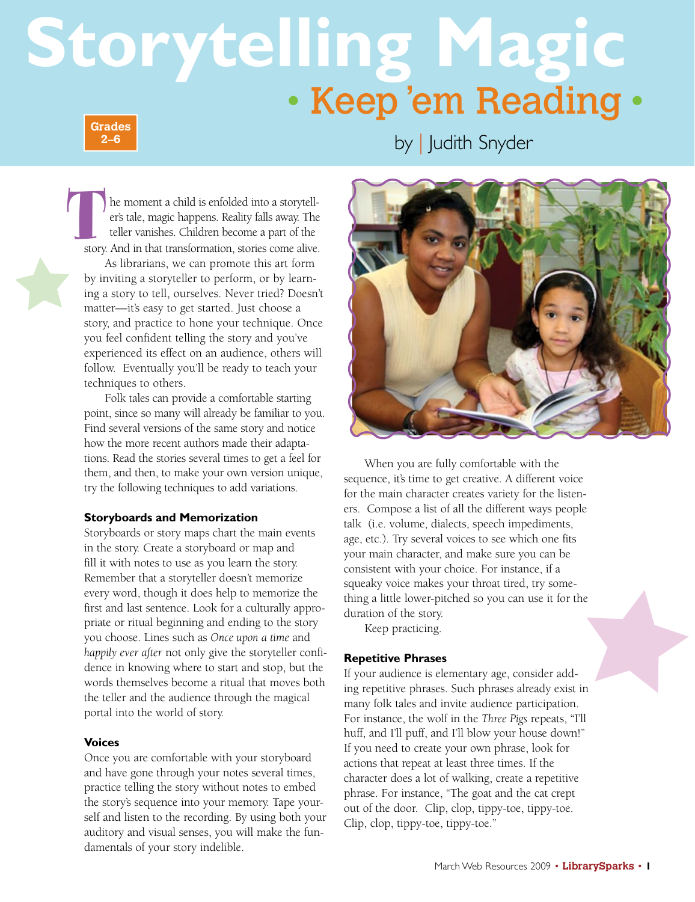# Storytelling Magic

## • Keep 'em Reading •

Grades 2–6

by | Judith Snyder

The moment a child is enfolded into a storyteller's tale, magic happens. Reality falls away. The teller vanishes. Children become a part of the story. And in that transformation, stories come alive.

As librarians, we can promote this art form by inviting a storyteller to perform, or by learning a story to tell, ourselves. Never tried? Doesn't matter—it's easy to get started. Just choose a story, and practice to hone your technique. Once you feel confident telling the story and you've experienced its effect on an audience, others will follow. Eventually you'll be ready to teach your techniques to others.

Folk tales can provide a comfortable starting point, since so many will already be familiar to you. Find several versions of the same story and notice how the more recent authors made their adaptations. Read the stories several times to get a feel for them, and then, to make your own version unique, try the following techniques to add variations.

**Storyboards and Memorization**

Storyboards or story maps chart the main events in the story. Create a storyboard or map and fill it with notes to use as you learn the story. Remember that a storyteller doesn't memorize every word, though it does help to memorize the first and last sentence. Look for a culturally appropriate or ritual beginning and ending to the story you choose. Lines such as *Once upon a time* and *happily ever after* not only give the storyteller confidence in knowing where to start and stop, but the words themselves become a ritual that moves both the teller and the audience through the magical portal into the world of story.

**Voices**

Once you are comfortable with your storyboard and have gone through your notes several times, practice telling the story without notes to embed the story's sequence into your memory. Tape yourself and listen to the recording. By using both your auditory and visual senses, you will make the fundamentals of your story indelible.

When you are fully comfortable with the sequence, it's time to get creative. A different voice for the main character creates variety for the listeners. Compose a list of all the different ways people talk (i.e. volume, dialects, speech impediments, age, etc.). Try several voices to see which one fits your main character, and make sure you can be consistent with your choice. For instance, if a squeaky voice makes your throat tired, try something a little lower-pitched so you can use it for the duration of the story.

Keep practicing.

**Repetitive Phrases**

If your audience is elementary age, consider adding repetitive phrases. Such phrases already exist in many folk tales and invite audience participation. For instance, the wolf in the *Three Pigs* repeats, "I'll huff, and I'll puff, and I'll blow your house down!" If you need to create your own phrase, look for actions that repeat at least three times. If the character does a lot of walking, create a repetitive phrase. For instance, "The goat and the cat crept out of the door. Clip, clop, tippy-toe, tippy-toe. Clip, clop, tippy-toe, tippy-toe."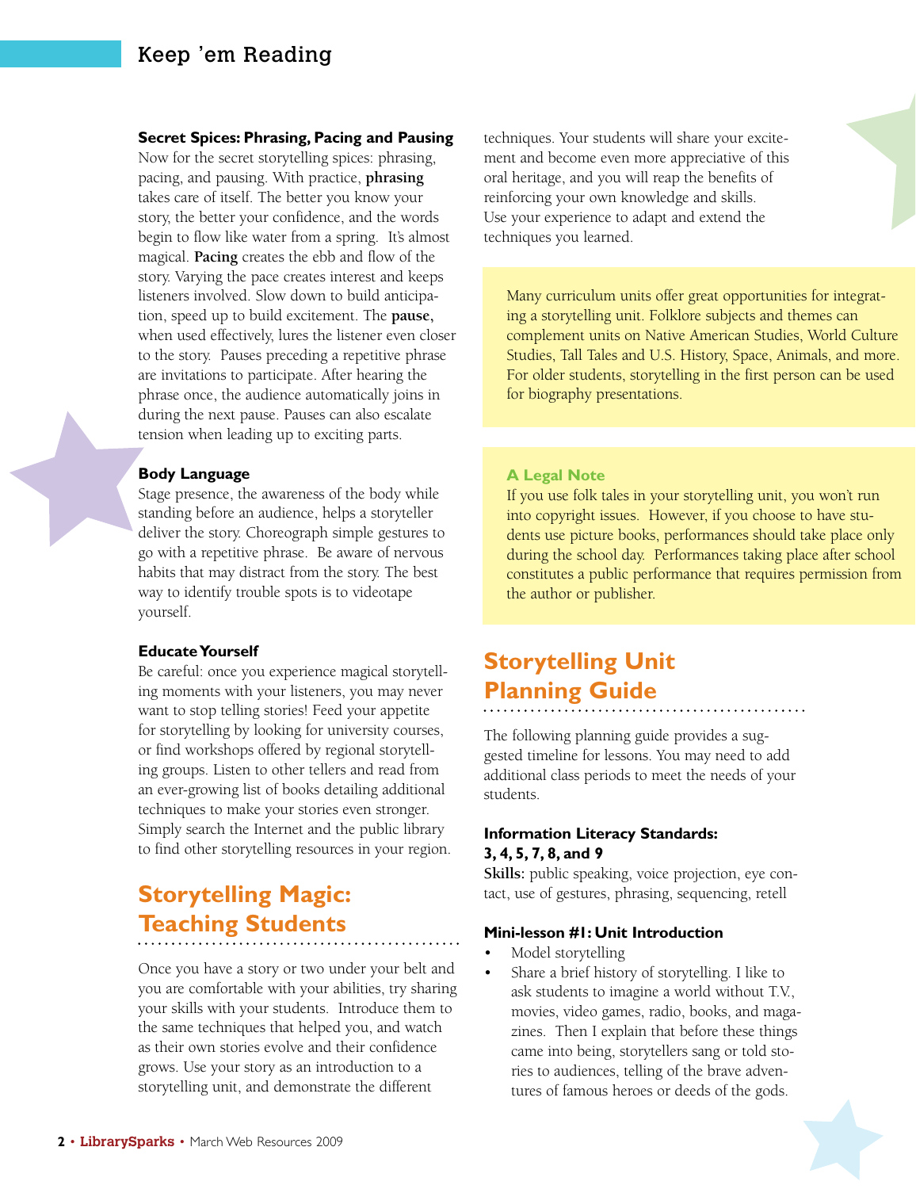**Secret Spices: Phrasing, Pacing and Pausing**

Now for the secret storytelling spices: phrasing, pacing, and pausing. With practice, **phrasing** takes care of itself. The better you know your story, the better your confidence, and the words begin to flow like water from a spring. It's almost magical. **Pacing** creates the ebb and flow of the story. Varying the pace creates interest and keeps listeners involved. Slow down to build anticipation, speed up to build excitement. The **pause,** when used effectively, lures the listener even closer to the story. Pauses preceding a repetitive phrase are invitations to participate. After hearing the phrase once, the audience automatically joins in during the next pause. Pauses can also escalate tension when leading up to exciting parts.

**Body Language**

Stage presence, the awareness of the body while standing before an audience, helps a storyteller deliver the story. Choreograph simple gestures to go with a repetitive phrase. Be aware of nervous habits that may distract from the story. The best way to identify trouble spots is to videotape yourself.

**Educate Yourself**

Be careful: once you experience magical storytelling moments with your listeners, you may never want to stop telling stories! Feed your appetite for storytelling by looking for university courses, or find workshops offered by regional storytelling groups. Listen to other tellers and read from an ever-growing list of books detailing additional techniques to make your stories even stronger. Simply search the Internet and the public library to find other storytelling resources in your region.

## Storytelling Magic: Teaching Students

Once you have a story or two under your belt and you are comfortable with your abilities, try sharing your skills with your students. Introduce them to the same techniques that helped you, and watch as their own stories evolve and their confidence grows. Use your story as an introduction to a storytelling unit, and demonstrate the different techniques. Your students will share your excitement and become even more appreciative of this oral heritage, and you will reap the benefits of reinforcing your own knowledge and skills. Use your experience to adapt and extend the techniques you learned.

Many curriculum units offer great opportunities for integrating a storytelling unit. Folklore subjects and themes can complement units on Native American Studies, World Culture Studies, Tall Tales and U.S. History, Space, Animals, and more. For older students, storytelling in the first person can be used for biography presentations.

**A Legal Note**

If you use folk tales in your storytelling unit, you won't run into copyright issues. However, if you choose to have students use picture books, performances should take place only during the school day. Performances taking place after school constitutes a public performance that requires permission from the author or publisher.

## Storytelling Unit Planning Guide

The following planning guide provides a suggested timeline for lessons. You may need to add additional class periods to meet the needs of your students.

**Information Literacy Standards: 3, 4, 5, 7, 8, and 9**

**Skills:** public speaking, voice projection, eye contact, use of gestures, phrasing, sequencing, retell

**Mini-lesson #1: Unit Introduction**

- Model storytelling
- Share a brief history of storytelling. I like to ask students to imagine a world without T.V., movies, video games, radio, books, and magazines. Then I explain that before these things came into being, storytellers sang or told stories to audiences, telling of the brave adventures of famous heroes or deeds of the gods.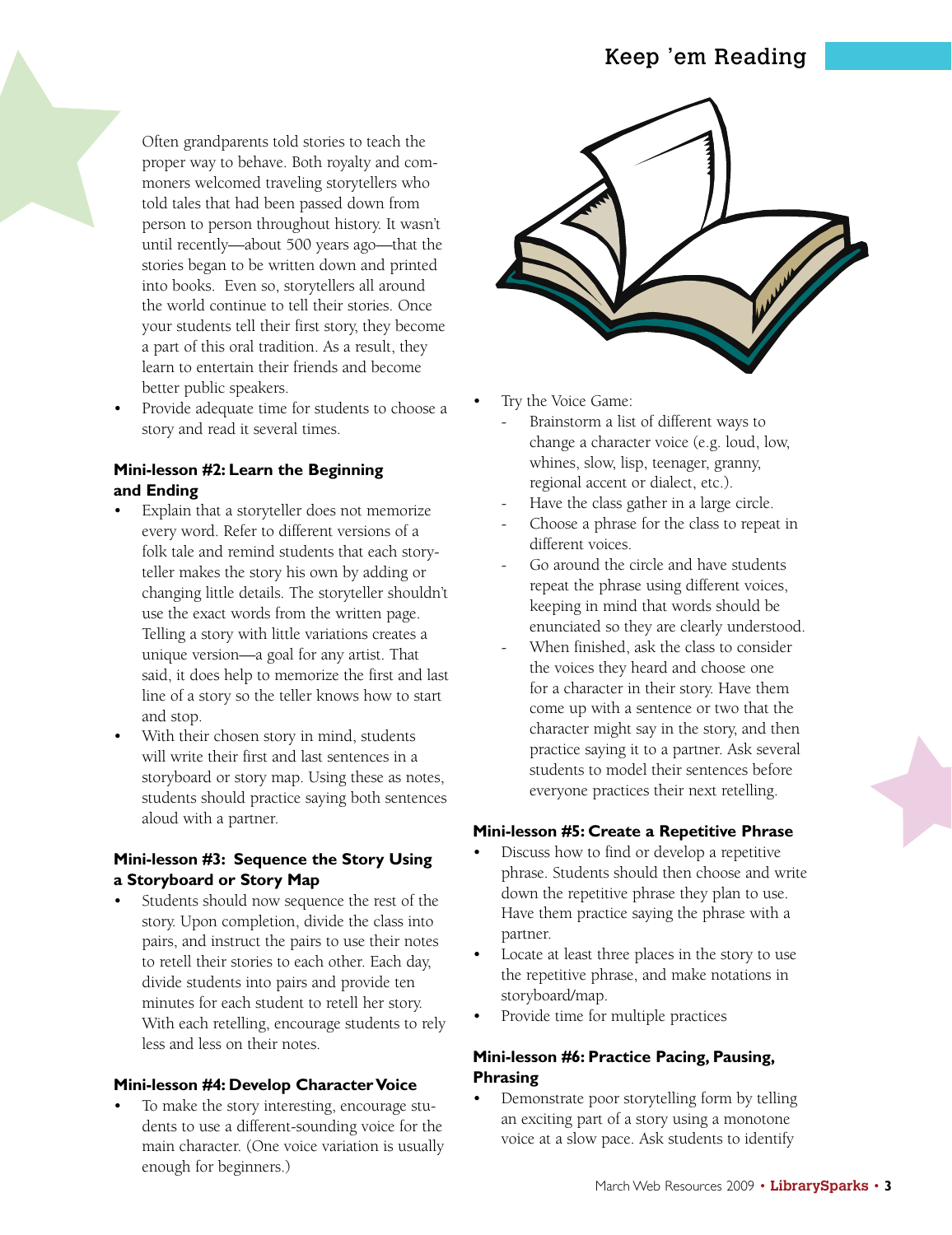Often grandparents told stories to teach the proper way to behave. Both royalty and commoners welcomed traveling storytellers who told tales that had been passed down from person to person throughout history. It wasn't until recently—about 500 years ago—that the stories began to be written down and printed into books. Even so, storytellers all around the world continue to tell their stories. Once your students tell their first story, they become a part of this oral tradition. As a result, they learn to entertain their friends and become better public speakers.

- Provide adequate time for students to choose a story and read it several times.

**Mini-lesson #2: Learn the Beginning and Ending**

- Explain that a storyteller does not memorize every word. Refer to different versions of a folk tale and remind students that each storyteller makes the story his own by adding or changing little details. The storyteller shouldn't use the exact words from the written page. Telling a story with little variations creates a unique version—a goal for any artist. That said, it does help to memorize the first and last line of a story so the teller knows how to start and stop.
- With their chosen story in mind, students will write their first and last sentences in a storyboard or story map. Using these as notes, students should practice saying both sentences aloud with a partner.

**Mini-lesson #3: Sequence the Story Using a Storyboard or Story Map**

- Students should now sequence the rest of the story. Upon completion, divide the class into pairs, and instruct the pairs to use their notes to retell their stories to each other. Each day, divide students into pairs and provide ten minutes for each student to retell her story. With each retelling, encourage students to rely less and less on their notes.

**Mini-lesson #4: Develop Character Voice**

- To make the story interesting, encourage students to use a different-sounding voice for the main character. (One voice variation is usually enough for beginners.)
- Try the Voice Game:
  - Brainstorm a list of different ways to change a character voice (e.g. loud, low, whines, slow, lisp, teenager, granny, regional accent or dialect, etc.).
  - Have the class gather in a large circle.
  - Choose a phrase for the class to repeat in different voices.
  - Go around the circle and have students repeat the phrase using different voices, keeping in mind that words should be enunciated so they are clearly understood.
  - When finished, ask the class to consider the voices they heard and choose one for a character in their story. Have them come up with a sentence or two that the character might say in the story, and then practice saying it to a partner. Ask several students to model their sentences before everyone practices their next retelling.

**Mini-lesson #5: Create a Repetitive Phrase**

- Discuss how to find or develop a repetitive phrase. Students should then choose and write down the repetitive phrase they plan to use. Have them practice saying the phrase with a partner.
- Locate at least three places in the story to use the repetitive phrase, and make notations in storyboard/map.
- Provide time for multiple practices

**Mini-lesson #6: Practice Pacing, Pausing, Phrasing**

- Demonstrate poor storytelling form by telling an exciting part of a story using a monotone voice at a slow pace. Ask students to identify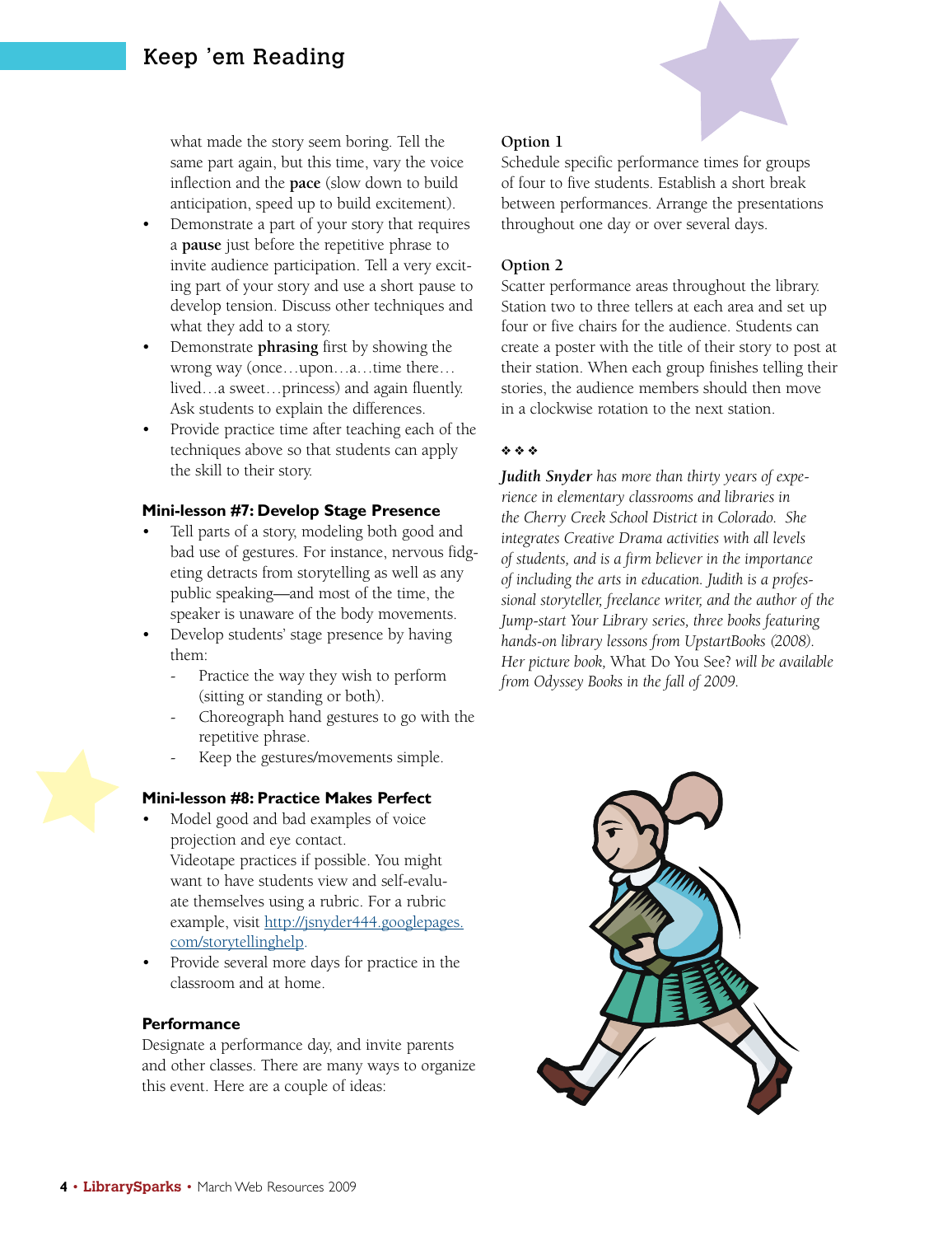what made the story seem boring. Tell the same part again, but this time, vary the voice inflection and the **pace** (slow down to build anticipation, speed up to build excitement).

- Demonstrate a part of your story that requires a **pause** just before the repetitive phrase to invite audience participation. Tell a very exciting part of your story and use a short pause to develop tension. Discuss other techniques and what they add to a story.
- Demonstrate **phrasing** first by showing the wrong way (once…upon…a…time there…lived…a sweet…princess) and again fluently. Ask students to explain the differences.
- Provide practice time after teaching each of the techniques above so that students can apply the skill to their story.

### Mini-lesson #7: Develop Stage Presence

- Tell parts of a story, modeling both good and bad use of gestures. For instance, nervous fidgeting detracts from storytelling as well as any public speaking—and most of the time, the speaker is unaware of the body movements.
- Develop students' stage presence by having them:
  - Practice the way they wish to perform (sitting or standing or both).
  - Choreograph hand gestures to go with the repetitive phrase.
  - Keep the gestures/movements simple.

### Mini-lesson #8: Practice Makes Perfect

- Model good and bad examples of voice projection and eye contact.
  Videotape practices if possible. You might want to have students view and self-evaluate themselves using a rubric. For a rubric example, visit http://jsnyder444.googlepages.com/storytellinghelp.
- Provide several more days for practice in the classroom and at home.

### Performance

Designate a performance day, and invite parents and other classes. There are many ways to organize this event. Here are a couple of ideas:

**Option 1**

Schedule specific performance times for groups of four to five students. Establish a short break between performances. Arrange the presentations throughout one day or over several days.

**Option 2**

Scatter performance areas throughout the library. Station two to three tellers at each area and set up four or five chairs for the audience. Students can create a poster with the title of their story to post at their station. When each group finishes telling their stories, the audience members should then move in a clockwise rotation to the next station.

❖ ❖ ❖

***Judith Snyder*** *has more than thirty years of experience in elementary classrooms and libraries in the Cherry Creek School District in Colorado. She integrates Creative Drama activities with all levels of students, and is a firm believer in the importance of including the arts in education. Judith is a professional storyteller, freelance writer, and the author of the Jump-start Your Library series, three books featuring hands-on library lessons from UpstartBooks (2008). Her picture book,* What Do You See? *will be available from Odyssey Books in the fall of 2009.*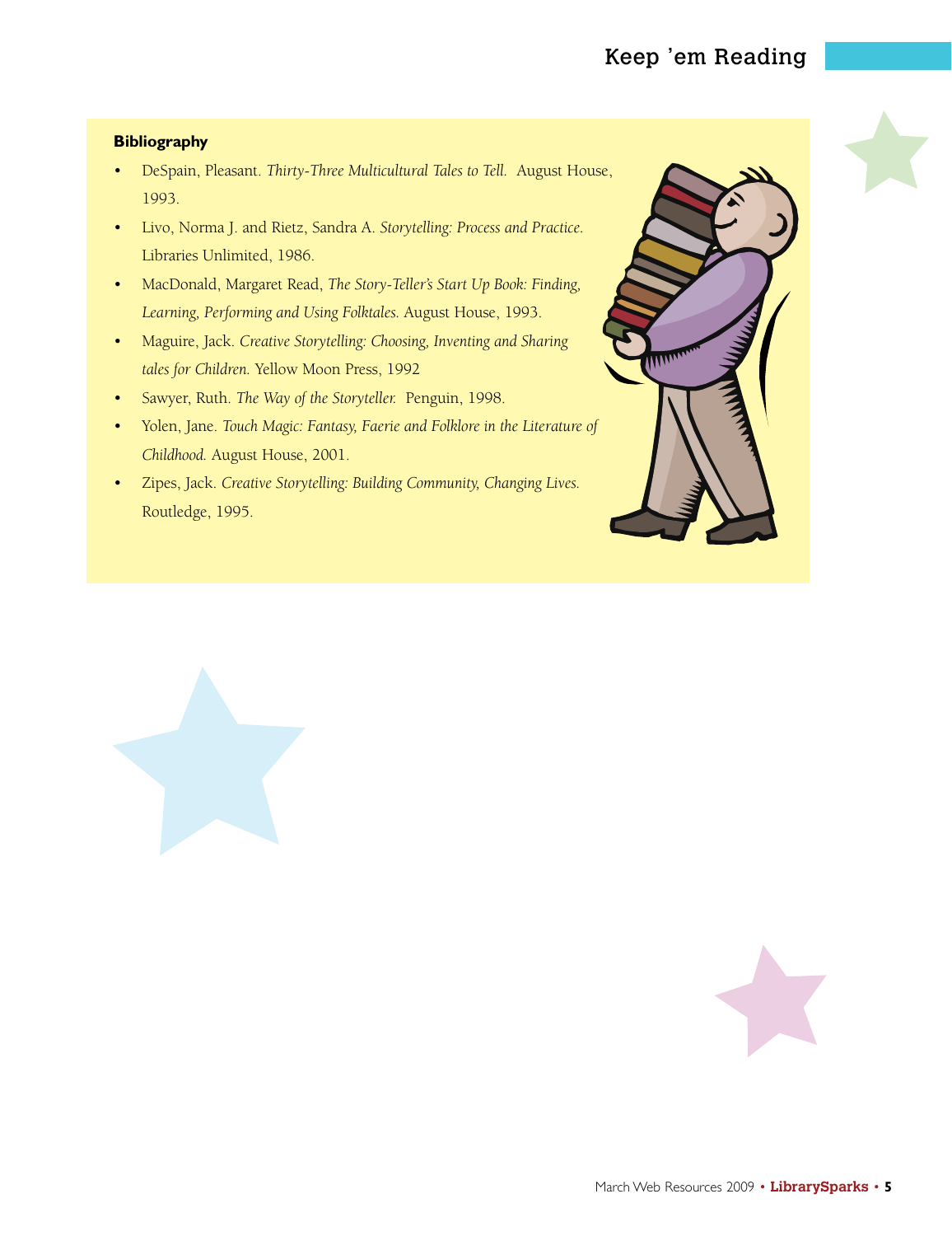**Bibliography**

- DeSpain, Pleasant. *Thirty-Three Multicultural Tales to Tell.* August House, 1993.
- Livo, Norma J. and Rietz, Sandra A. *Storytelling: Process and Practice.* Libraries Unlimited, 1986.
- MacDonald, Margaret Read, *The Story-Teller's Start Up Book: Finding, Learning, Performing and Using Folktales.* August House, 1993.
- Maguire, Jack. *Creative Storytelling: Choosing, Inventing and Sharing tales for Children.* Yellow Moon Press, 1992
- Sawyer, Ruth. *The Way of the Storyteller.* Penguin, 1998.
- Yolen, Jane. *Touch Magic: Fantasy, Faerie and Folklore in the Literature of Childhood.* August House, 2001.
- Zipes, Jack. *Creative Storytelling: Building Community, Changing Lives.* Routledge, 1995.